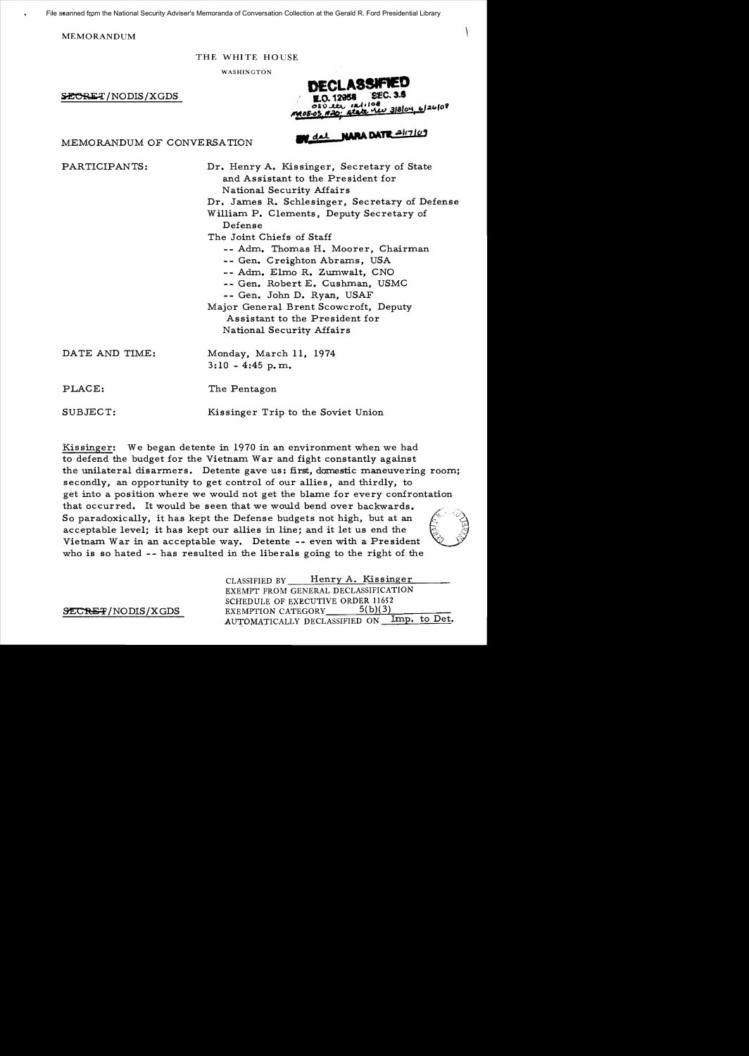File scanned from the National Security Adviser's Memoranda of Conversation Collection at the Gerald R. Ford Presidential Library

MEMORANDUM

THE WHITE HOUSE

WASHINGTON

~~SECRET~~/NODIS/XGDS

DECLASSIFIED
E.O. 12958 SEC. 3.6
OSD ltr 12/11/08
MR08-03, #20; State rev 3/8/04, 6/26/08

BY dal NARA DATE 2/17/09

MEMORANDUM OF CONVERSATION

PARTICIPANTS: Dr. Henry A. Kissinger, Secretary of State and Assistant to the President for National Security Affairs

Dr. James R. Schlesinger, Secretary of Defense

William P. Clements, Deputy Secretary of Defense

The Joint Chiefs of Staff
- -- Adm. Thomas H. Moorer, Chairman
- -- Gen. Creighton Abrams, USA
- -- Adm. Elmo R. Zumwalt, CNO
- -- Gen. Robert E. Cushman, USMC
- -- Gen. John D. Ryan, USAF

Major General Brent Scowcroft, Deputy Assistant to the President for National Security Affairs

DATE AND TIME: Monday, March 11, 1974
3:10 - 4:45 p.m.

PLACE: The Pentagon

SUBJECT: Kissinger Trip to the Soviet Union

Kissinger: We began detente in 1970 in an environment when we had to defend the budget for the Vietnam War and fight constantly against the unilateral disarmers. Detente gave us: first, domestic maneuvering room; secondly, an opportunity to get control of our allies, and thirdly, to get into a position where we would not get the blame for every confrontation that occurred. It would be seen that we would bend over backwards. So paradoxically, it has kept the Defense budgets not high, but at an acceptable level; it has kept our allies in line; and it let us end the Vietnam War in an acceptable way. Detente -- even with a President who is so hated -- has resulted in the liberals going to the right of the

CLASSIFIED BY Henry A. Kissinger
EXEMPT FROM GENERAL DECLASSIFICATION
SCHEDULE OF EXECUTIVE ORDER 11652
EXEMPTION CATEGORY 5(b)(3)
AUTOMATICALLY DECLASSIFIED ON Imp. to Det.

~~SECRET~~/NODIS/XGDS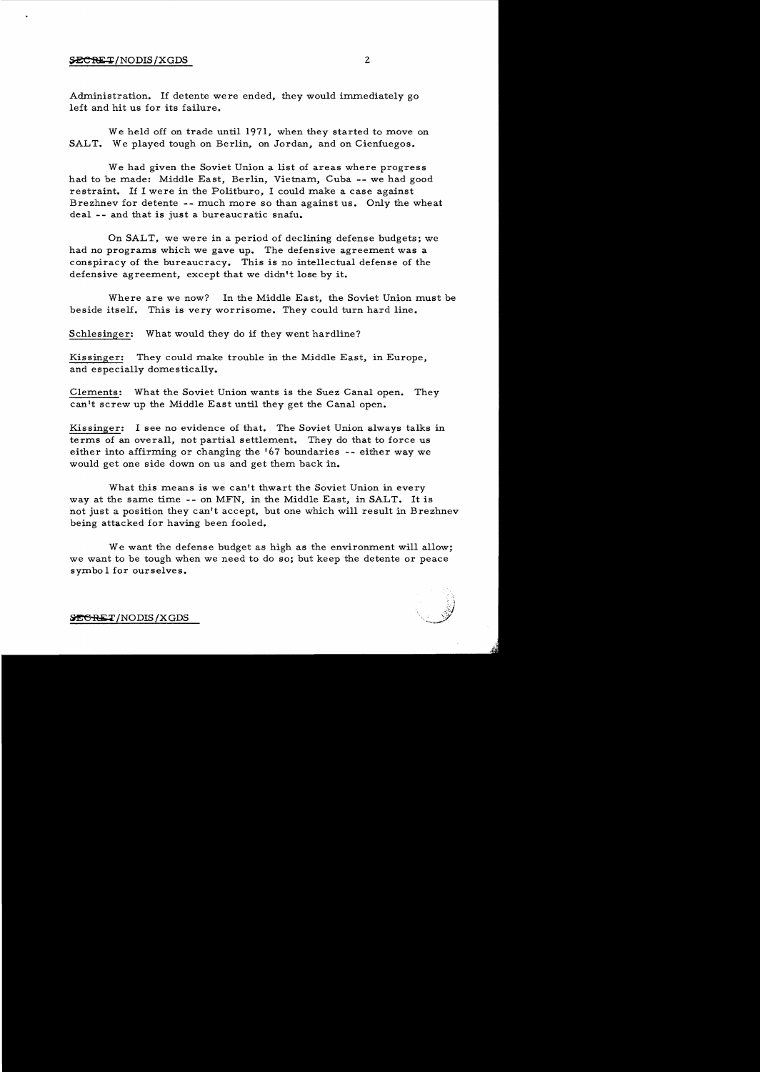Administration. If detente were ended, they would immediately go left and hit us for its failure.

We held off on trade until 1971, when they started to move on SALT. We played tough on Berlin, on Jordan, and on Cienfuegos.

We had given the Soviet Union a list of areas where progress had to be made: Middle East, Berlin, Vietnam, Cuba -- we had good restraint. If I were in the Politburo, I could make a case against Brezhnev for detente -- much more so than against us. Only the wheat deal -- and that is just a bureaucratic snafu.

On SALT, we were in a period of declining defense budgets; we had no programs which we gave up. The defensive agreement was a conspiracy of the bureaucracy. This is no intellectual defense of the defensive agreement, except that we didn't lose by it.

Where are we now? In the Middle East, the Soviet Union must be beside itself. This is very worrisome. They could turn hard line.

Schlesinger: What would they do if they went hardline?

Kissinger: They could make trouble in the Middle East, in Europe, and especially domestically.

Clements: What the Soviet Union wants is the Suez Canal open. They can't screw up the Middle East until they get the Canal open.

Kissinger: I see no evidence of that. The Soviet Union always talks in terms of an overall, not partial settlement. They do that to force us either into affirming or changing the '67 boundaries -- either way we would get one side down on us and get them back in.

What this means is we can't thwart the Soviet Union in every way at the same time -- on MFN, in the Middle East, in SALT. It is not just a position they can't accept, but one which will result in Brezhnev being attacked for having been fooled.

We want the defense budget as high as the environment will allow; we want to be tough when we need to do so; but keep the detente or peace symbol for ourselves.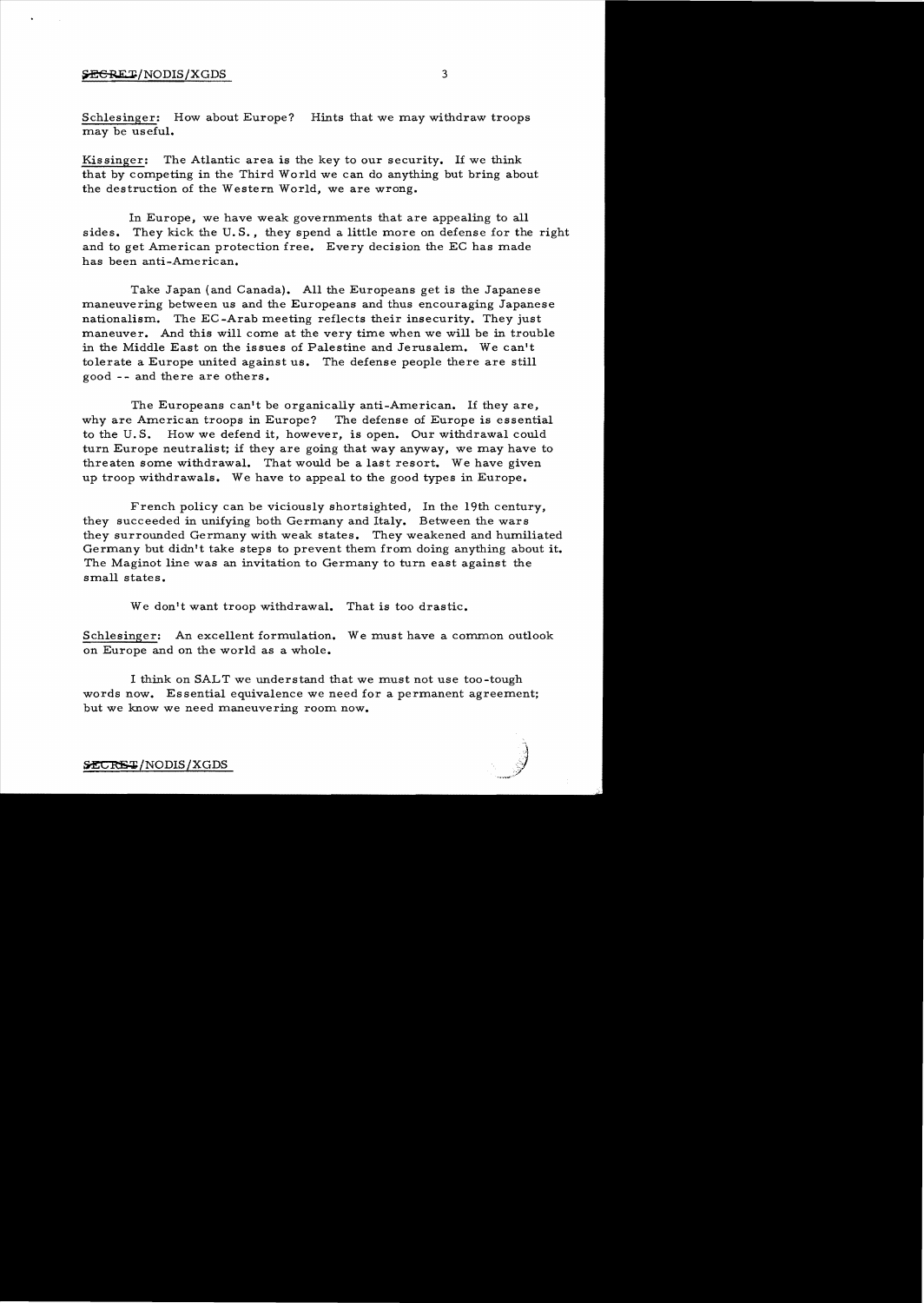Schlesinger: How about Europe? Hints that we may withdraw troops may be useful.

Kissinger: The Atlantic area is the key to our security. If we think that by competing in the Third World we can do anything but bring about the destruction of the Western World, we are wrong.

In Europe, we have weak governments that are appealing to all sides. They kick the U.S., they spend a little more on defense for the right and to get American protection free. Every decision the EC has made has been anti-American.

Take Japan (and Canada). All the Europeans get is the Japanese maneuvering between us and the Europeans and thus encouraging Japanese nationalism. The EC-Arab meeting reflects their insecurity. They just maneuver. And this will come at the very time when we will be in trouble in the Middle East on the issues of Palestine and Jerusalem. We can't tolerate a Europe united against us. The defense people there are still good -- and there are others.

The Europeans can't be organically anti-American. If they are, why are American troops in Europe? The defense of Europe is essential to the U.S. How we defend it, however, is open. Our withdrawal could turn Europe neutralist; if they are going that way anyway, we may have to threaten some withdrawal. That would be a last resort. We have given up troop withdrawals. We have to appeal to the good types in Europe.

French policy can be viciously shortsighted, In the 19th century, they succeeded in unifying both Germany and Italy. Between the wars they surrounded Germany with weak states. They weakened and humiliated Germany but didn't take steps to prevent them from doing anything about it. The Maginot line was an invitation to Germany to turn east against the small states.

We don't want troop withdrawal. That is too drastic.

Schlesinger: An excellent formulation. We must have a common outlook on Europe and on the world as a whole.

I think on SALT we understand that we must not use too-tough words now. Essential equivalence we need for a permanent agreement; but we know we need maneuvering room now.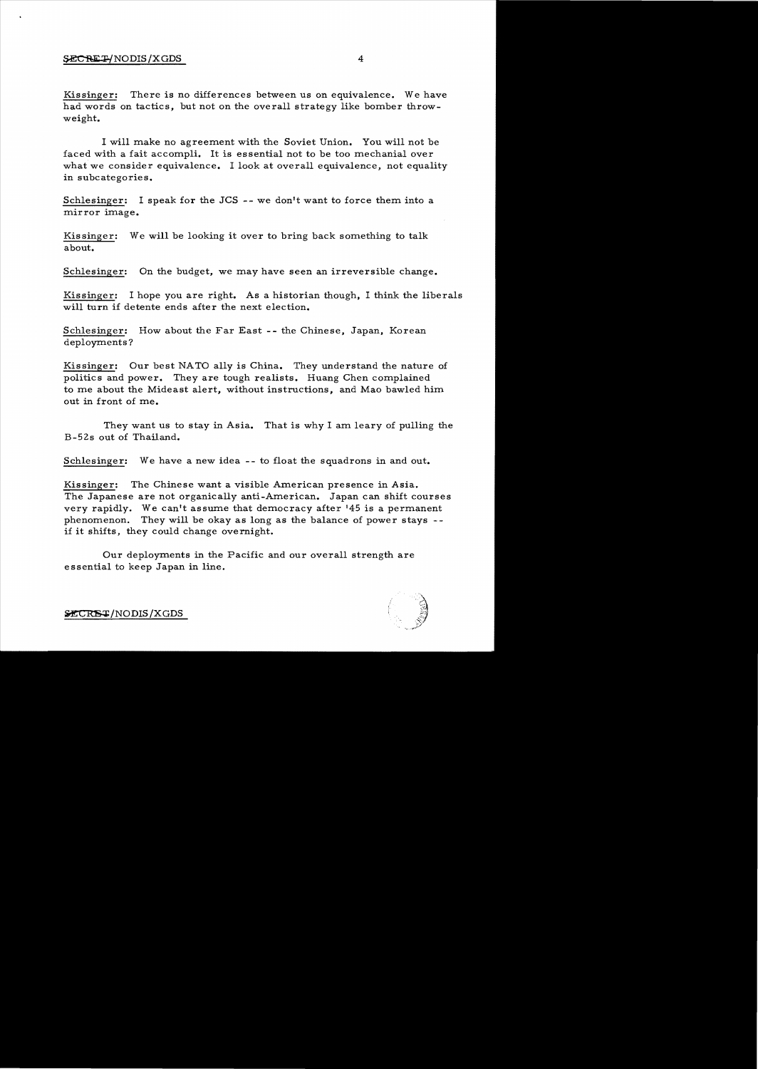Kissinger: There is no differences between us on equivalence. We have had words on tactics, but not on the overall strategy like bomber throw-weight.

I will make no agreement with the Soviet Union. You will not be faced with a fait accompli. It is essential not to be too mechanial over what we consider equivalence. I look at overall equivalence, not equality in subcategories.

Schlesinger: I speak for the JCS -- we don't want to force them into a mirror image.

Kissinger: We will be looking it over to bring back something to talk about.

Schlesinger: On the budget, we may have seen an irreversible change.

Kissinger: I hope you are right. As a historian though, I think the liberals will turn if detente ends after the next election.

Schlesinger: How about the Far East -- the Chinese, Japan, Korean deployments?

Kissinger: Our best NATO ally is China. They understand the nature of politics and power. They are tough realists. Huang Chen complained to me about the Mideast alert, without instructions, and Mao bawled him out in front of me.

They want us to stay in Asia. That is why I am leary of pulling the B-52s out of Thailand.

Schlesinger: We have a new idea -- to float the squadrons in and out.

Kissinger: The Chinese want a visible American presence in Asia. The Japanese are not organically anti-American. Japan can shift courses very rapidly. We can't assume that democracy after '45 is a permanent phenomenon. They will be okay as long as the balance of power stays -- if it shifts, they could change overnight.

Our deployments in the Pacific and our overall strength are essential to keep Japan in line.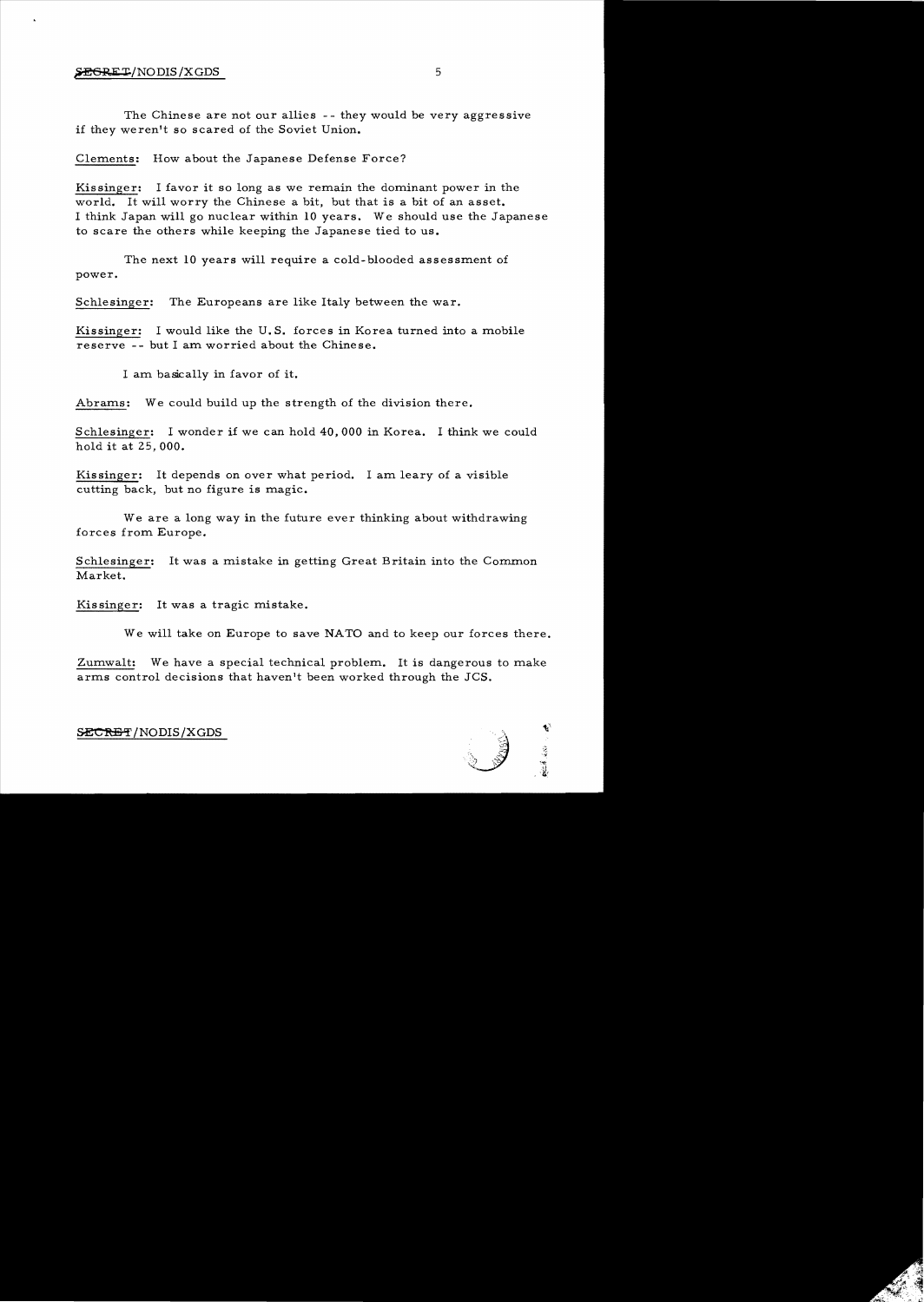The Chinese are not our allies -- they would be very aggressive if they weren't so scared of the Soviet Union.

Clements: How about the Japanese Defense Force?

Kissinger: I favor it so long as we remain the dominant power in the world. It will worry the Chinese a bit, but that is a bit of an asset. I think Japan will go nuclear within 10 years. We should use the Japanese to scare the others while keeping the Japanese tied to us.

The next 10 years will require a cold-blooded assessment of power.

Schlesinger: The Europeans are like Italy between the war.

Kissinger: I would like the U.S. forces in Korea turned into a mobile reserve -- but I am worried about the Chinese.

I am basically in favor of it.

Abrams: We could build up the strength of the division there.

Schlesinger: I wonder if we can hold 40,000 in Korea. I think we could hold it at 25,000.

Kissinger: It depends on over what period. I am leary of a visible cutting back, but no figure is magic.

We are a long way in the future ever thinking about withdrawing forces from Europe.

Schlesinger: It was a mistake in getting Great Britain into the Common Market.

Kissinger: It was a tragic mistake.

We will take on Europe to save NATO and to keep our forces there.

Zumwalt: We have a special technical problem. It is dangerous to make arms control decisions that haven't been worked through the JCS.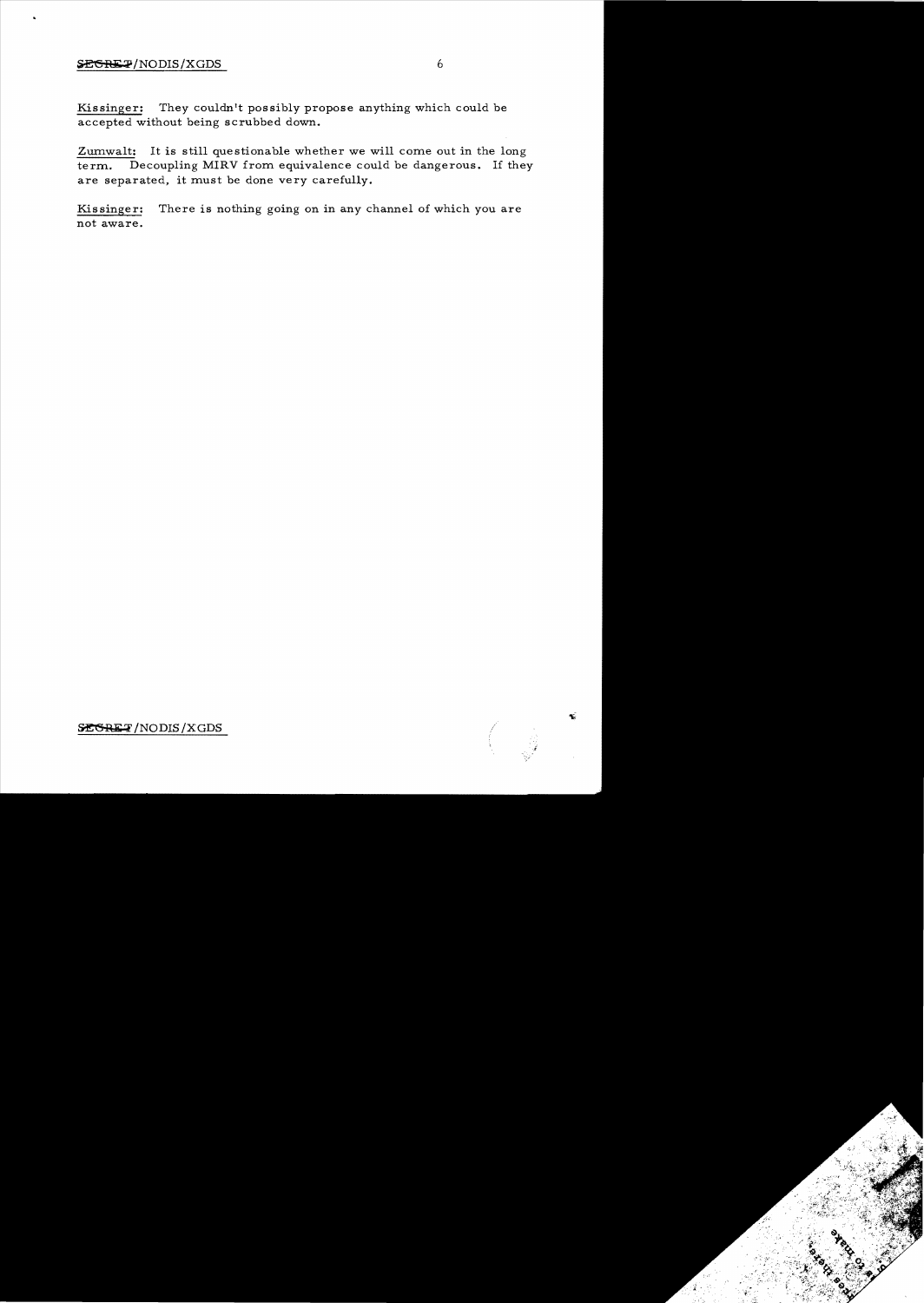Kissinger: They couldn't possibly propose anything which could be accepted without being scrubbed down.

Zumwalt: It is still questionable whether we will come out in the long term. Decoupling MIRV from equivalence could be dangerous. If they are separated, it must be done very carefully.

Kissinger: There is nothing going on in any channel of which you are not aware.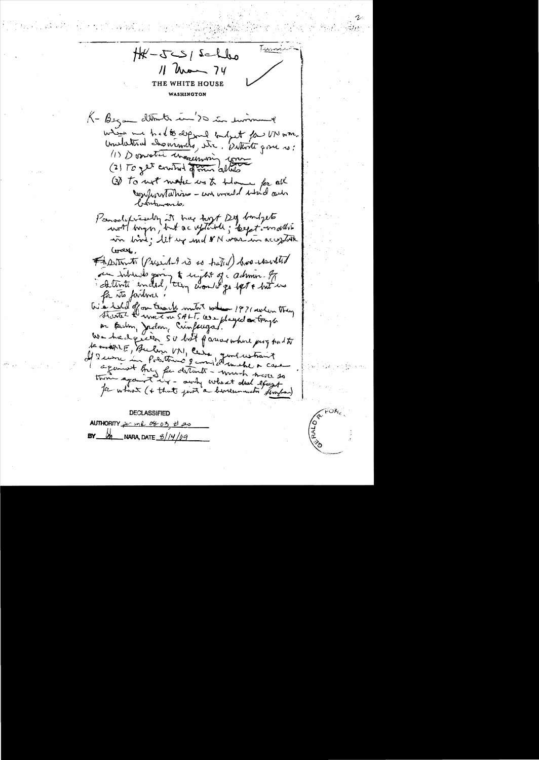HK–JCS/Schles

11 Nov 74

Turner

THE WHITE HOUSE

WASHINGTON

K– Began détente in '70 in summer when we had to defend budget for VN war, unilateral drawdowns, etc. Détente gave us:

(1) Domestic maneuvering room

(2) To get control of our allies

(3) To not make us to blame for all confrontations – we would stand our bulwarks.

Paradoxically it has kept DoD budgets not larger, but acceptable; kept modernization in being; let up end of VN war in acceptable ways.

Détente (President is so hated) have resulted in liberals going to right of admin. If détente ended, they would go left & hit us for its failure.

We held off on trade until when 1971 when they started to move on SALT. We played a tough on Berlin, Jordan, Cienfuegos.

We had given SU best paranoid ... to ME, Berlin, VN, Cuba ... in Portugal ... against them for détente – much more so than against us – only ... effect for what (& that just a bureaucratic ...)

DECLASSIFIED

AUTHORITY: ... 08-03, #20

BY ... NARA, DATE 8/14/09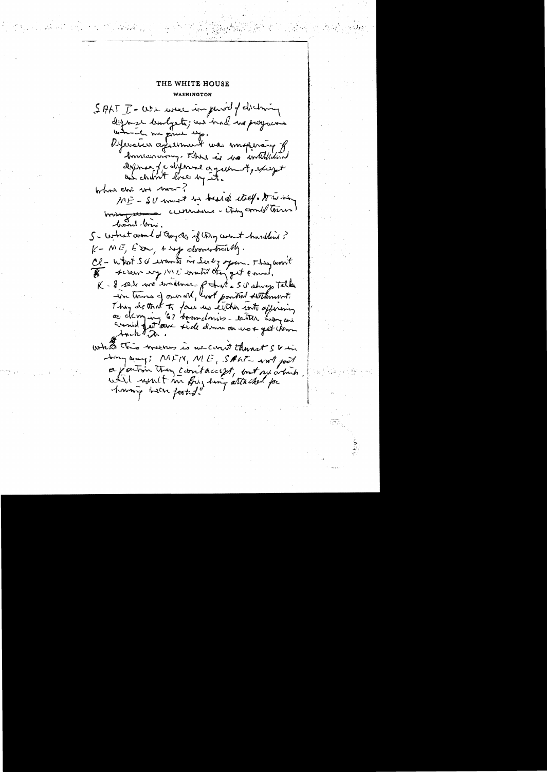# THE WHITE HOUSE

WASHINGTON

SALT I – We were in period of declining defense budgets; we had no programs which we gave up.

Offensive agreement was mopping up of bureaucracy. There is no withdrawal defense of a defense agreement, except we didn't lose by it.

Where are we now?

ME – SU must be bested itself. It is very worrisome – they could turn band loose.

S – What would Arabs do if they weren't handled?

K – ME, Eur, & esp domestically.

Cl – What SU wants is Suez open. They won't screw up ME until they get canal.

K – I see no evidence of that. SU always talks in terms of overall, not partial settlement. They do that to force us either into affirming or denying '67 boundaries – either way we would get one side down on us & get them back in.

What this means is we can't thrust SU in any way: MFN, ME, SALT – not just a position they can't accept, but we wouldn't put anything in our position attached for having been fooled.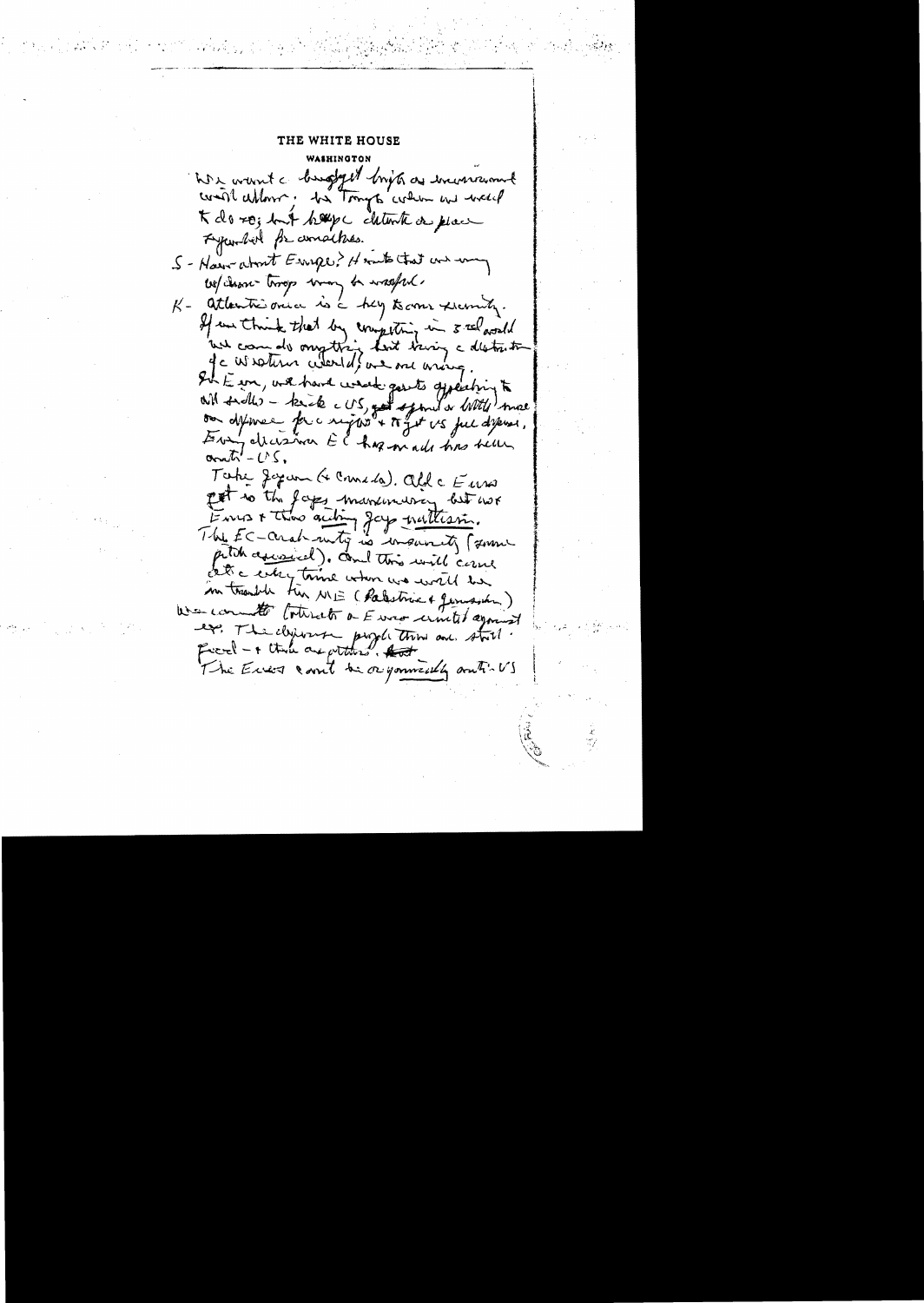THE WHITE HOUSE

WASHINGTON

We want a budget limit as movement will allow. We troops when we need to do so; but keep detente in place stymied for omissions.

S - How about Europe? Hints that we may withdraw troops may be useful.

K - Atlantic area is the key to our security. If we think that by competing in 3rd world we can do anything but being a distortion of Western world, we are wrong. In Europe, we have weak govts appealing to all sides - kick the US, get afraid a little, rush on defense for a night, + then get US put defense. Every decision EC has made has been anti-US.

Take Japan (+ Canada). All the Euros get to the Japs marvelously but we, Euros + Thus acting Jap nationalism. The EC-Arab unity is insanity (some pitch accused). And this will come at a crisis time when we will be in trouble in ME (Palestine + Jordan). We can't contract a Euro crisis against us. The defense people there are strong. Fixed - + there are others. The Euros can't be organically anti-US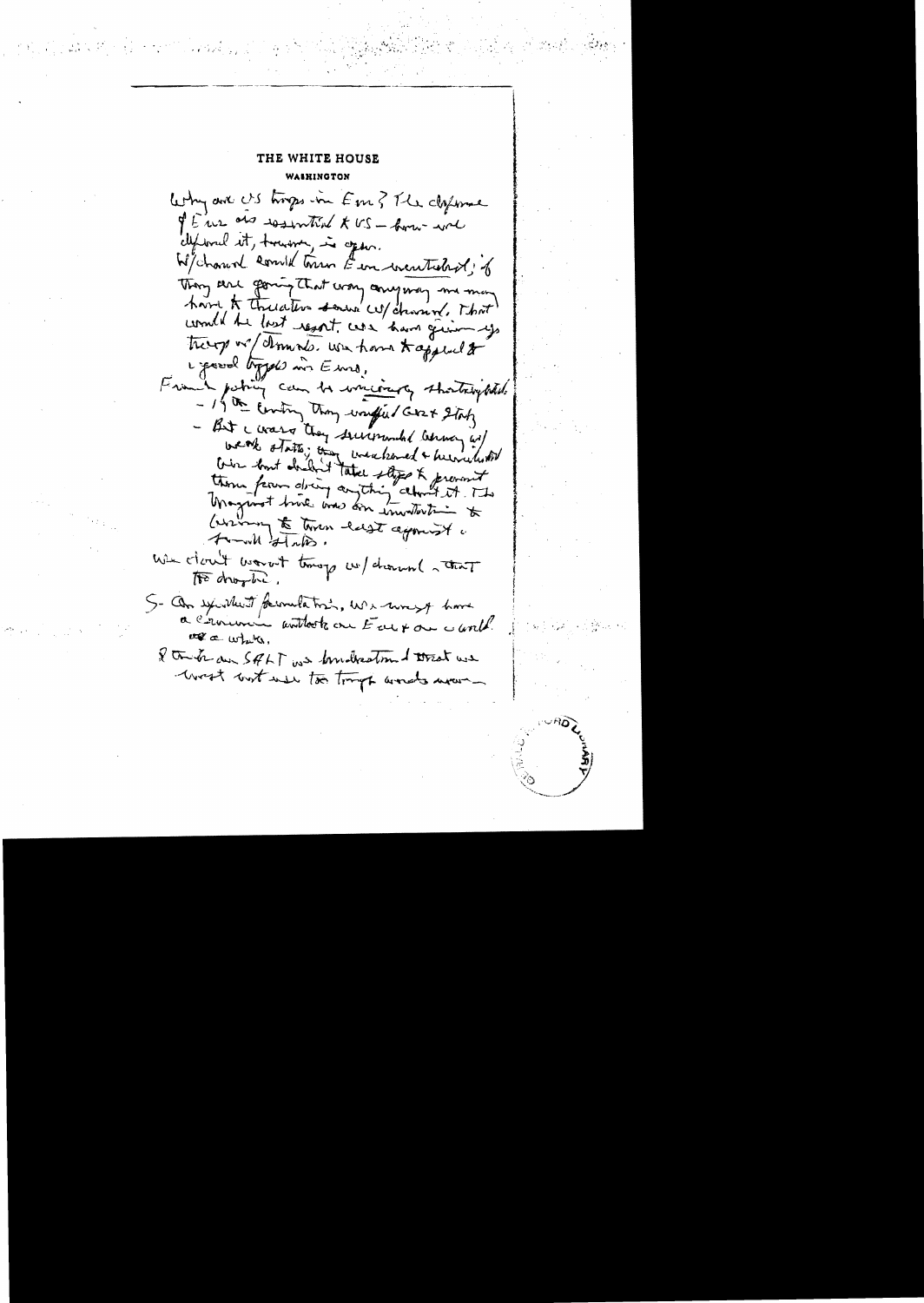**THE WHITE HOUSE**
**WASHINGTON**

Why are US troops in Eur? The defense of Eur is essential to US – how we defend it, however, is open.

W/drawal would turn Eur neutralist; if they are going that way anyway we may have to threaten some w/drawal. That would be last resort. We have given up troops w/ drawals. We have to appeal to good types in Eur.

French policy can be viciously shortsighted.

– 19th century they unified Ger & Italy

– But i wars they surrounded Germany w/ weak states; they weakened & humiliated Ger but didn't take steps to prevent them from doing anything about it. The Maginot Line was an invitation to Germany to turn east against the small states.

We don't want troops w/drawal – that is too drastic.

S – On your first formulation, we must have a common outlook on Eur & on world affairs.

I think on SALT we demonstrated that we must not use too tough words ~~—~~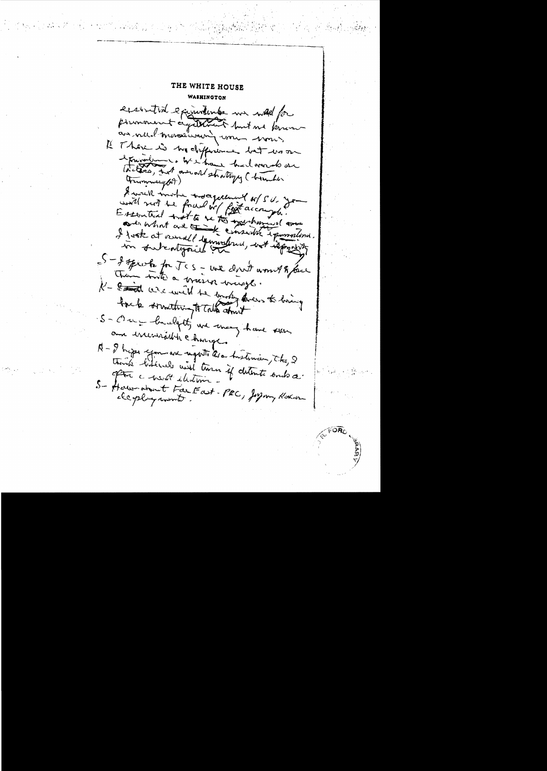# THE WHITE HOUSE

WASHINGTON

essential equivalence we would [??] for permanent agreement but we [??] an [??] [??] [??] [??].

K There is no difference but we are equivalence. We have [??] on (tactics, but overall strategy (trumendous?)

I will make agreement w/ SU. You will not be faced w/ fait accompli. Essential not to [??] [??] over what are [??] consider [??]. I look at overall [??], not [??] in [??] [??].

S – I speak for JCS – we don't want to face them into a [??] [??].

K – [??] we will be working [??] to bring back something to talk about

S – Our [??] we may have seen an irreversible change.

K – I hope you are right. As a historian, tho, I think historians will turn if detente ends a[??] after a [??] [??] –

S – How about Far East – PRC, Japan, Korea deployments.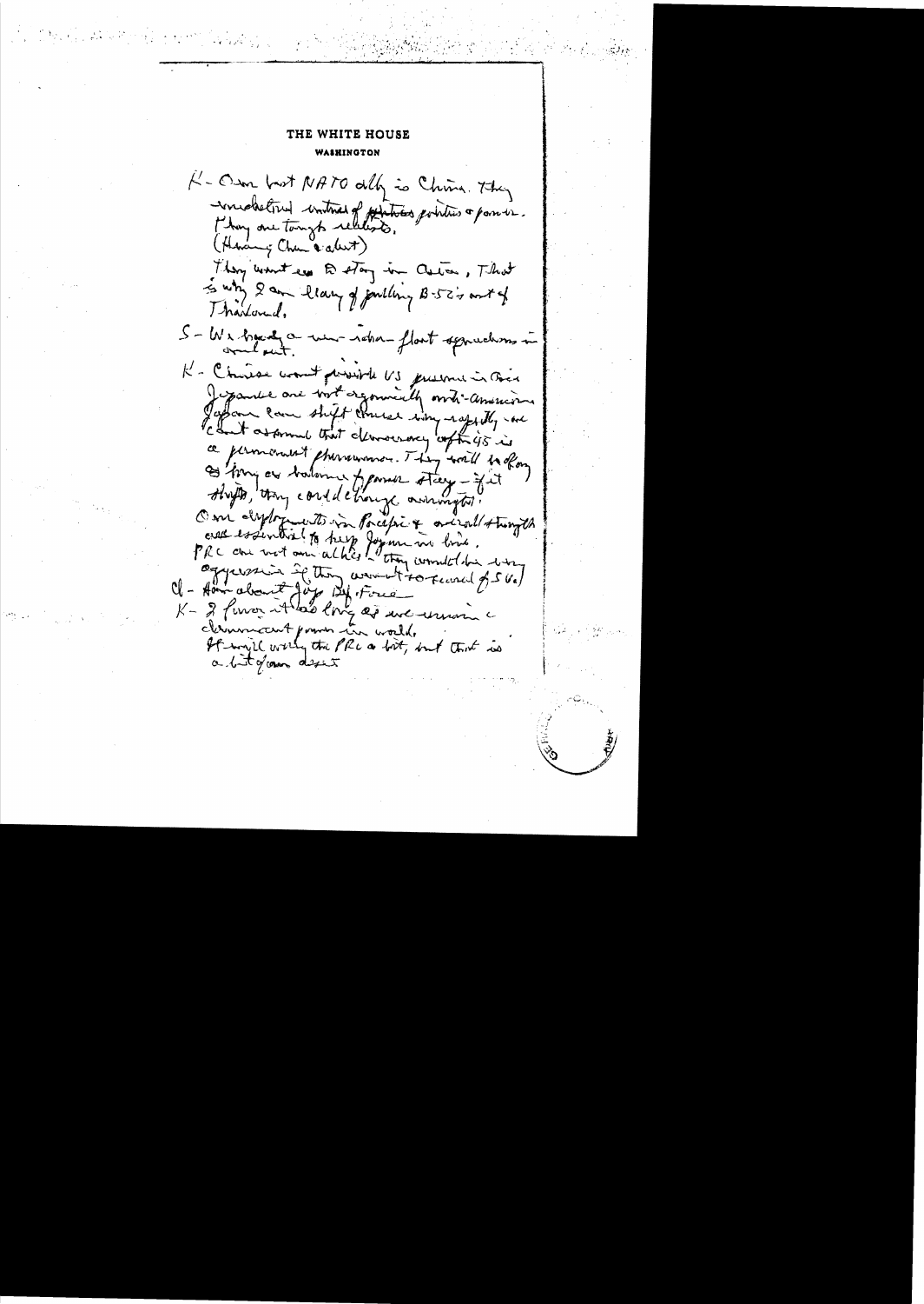THE WHITE HOUSE
WASHINGTON

K - Our best NATO ally is China. They understand interaction of politics & power. They are tough realists. (Having Chou's intellect)

They want us to stay in Asia. That is why I am leery of pulling B-52's out of Thailand.

S - We have a mini-Indian fleet operation in and out.

K - Chinese want pro-US presence in Asia. Japanese are not organically anti-American. Japan can shift course very rapidly - we can't assume that democracy after '45 is a permanent phenomenon. They will be okay so long as balance of power stays - if it shifts, they could change overnight. Our deployments in Pacific & overall strength are essential to keep Japan in line. PRC are not our allies. They would be very aggressive if they weren't so scared of S.U.

Q - How about Jap Def. Force

K - I favor it so long as we remain a dominant power in world. It will worry the PRC a bit, but that is a bit of our design.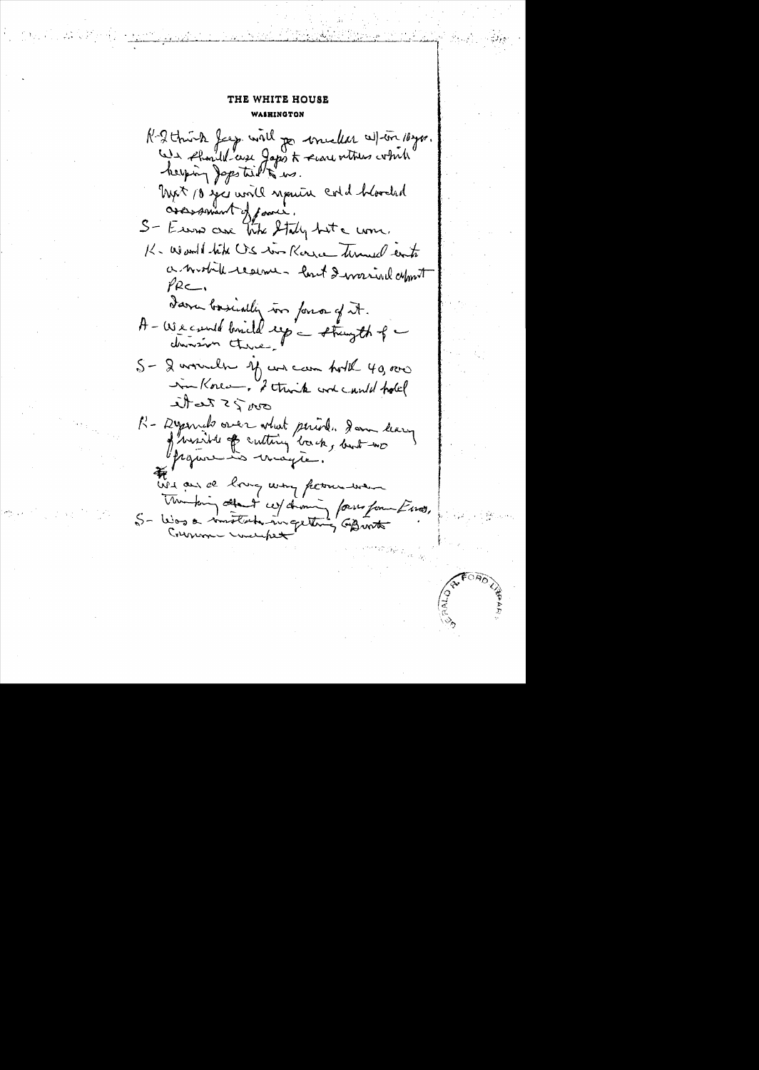# THE WHITE HOUSE

## WASHINGTON

K- I think Jap. will go nuclear w/in 10 yrs. We should use Japs to reassure others which keeping Japs tied to us.

Next 10 yrs will require cold blooded assessment of power.

S- Euro are like Italy but a win.

K- Would like US in Korea turned into a mobile reserve - but I worried about PRC.

I am basically in favor of it.

A- We could build up - strength of - division there.

S- I wonder if we can hold 40,000 in Korea. I think we could hold it at 25,000

K- Depends over what period. I am leary of visible of cutting back, but no figure is magic.

We are a long way from - were thinking about w/drawing forces from Euro.

S- Was a mistake in getting Burns Cranston amendment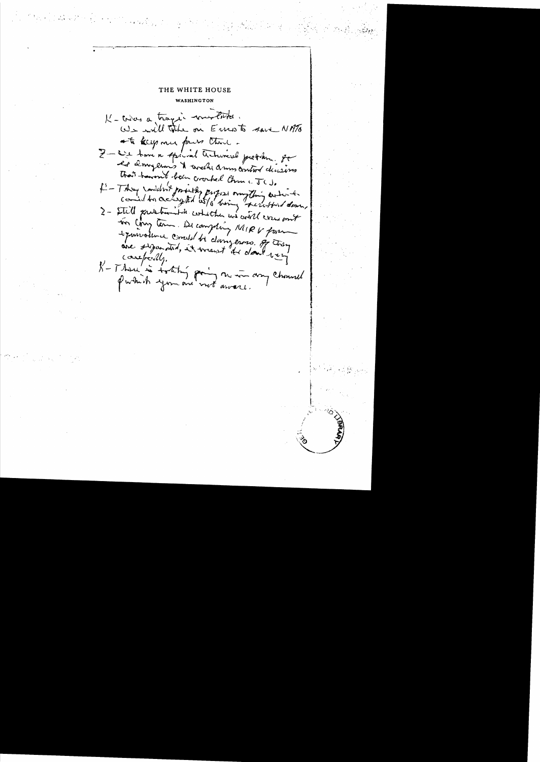THE WHITE HOUSE

WASHINGTON

K - Was a tragic mistake.
We will take on Evans to save NATO
& keep our forces there.

Z - We have a special technical problem. It
is dangerous to make arms control decisions
that haven't been worked thru. JCS.

K - They couldn't possibly propose anything which
could be accepted w/o being scrubbed down.

Z - Still question whether we will come out
in long term. Decoupling MIRV from
equivalence could be dangerous. If they
are separated, it must be done very
carefully.

K - There is nothing going on in any channel
of which you are not aware.